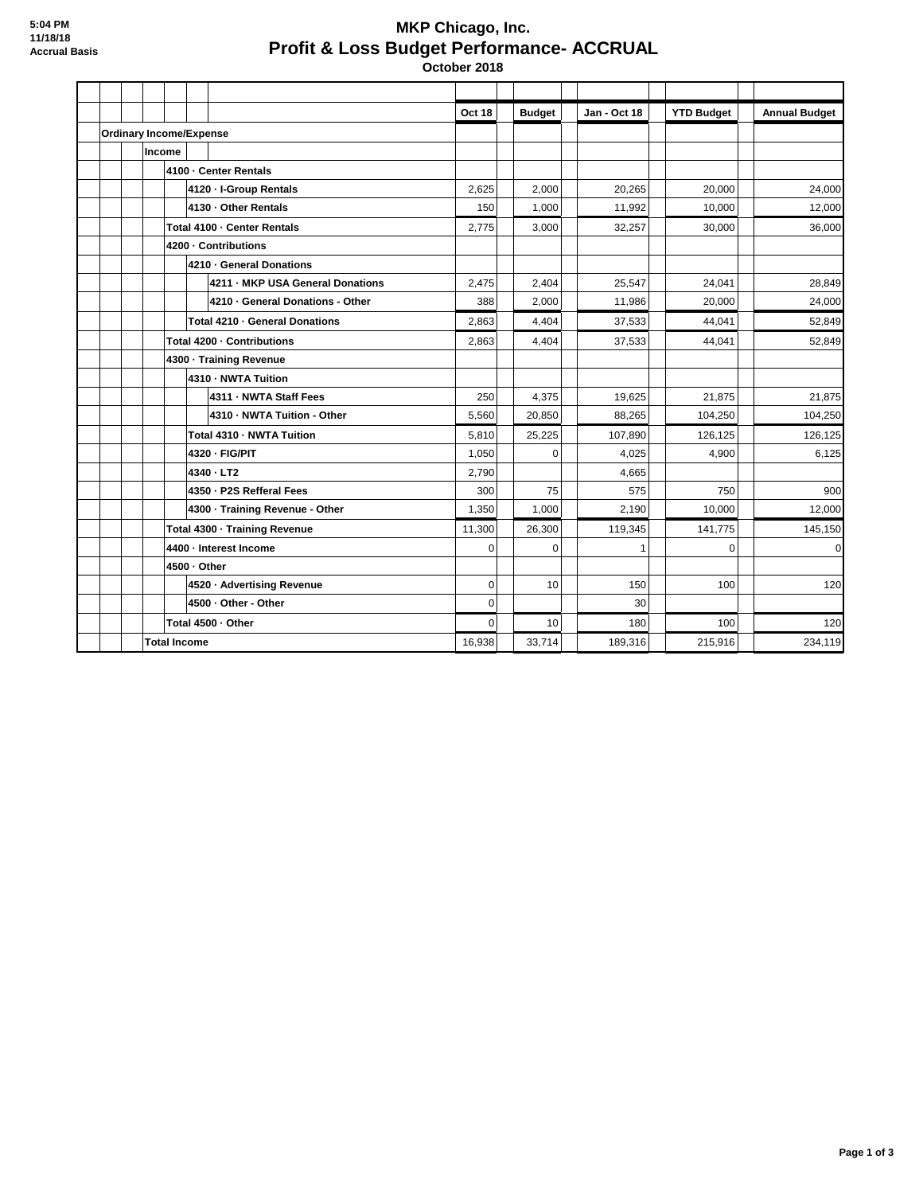5:04 PM
11/18/18
Accrual Basis

# MKP Chicago, Inc.
## Profit & Loss Budget Performance- ACCRUAL
### October 2018

| | Oct 18 | Budget | Jan - Oct 18 | YTD Budget | Annual Budget |
|---|---|---|---|---|---|
| **Ordinary Income/Expense** | | | | | |
| **Income** | | | | | |
| **4100 · Center Rentals** | | | | | |
| **4120 · I-Group Rentals** | 2,625 | 2,000 | 20,265 | 20,000 | 24,000 |
| **4130 · Other Rentals** | 150 | 1,000 | 11,992 | 10,000 | 12,000 |
| **Total 4100 · Center Rentals** | 2,775 | 3,000 | 32,257 | 30,000 | 36,000 |
| **4200 · Contributions** | | | | | |
| **4210 · General Donations** | | | | | |
| **4211 · MKP USA General Donations** | 2,475 | 2,404 | 25,547 | 24,041 | 28,849 |
| **4210 · General Donations - Other** | 388 | 2,000 | 11,986 | 20,000 | 24,000 |
| **Total 4210 · General Donations** | 2,863 | 4,404 | 37,533 | 44,041 | 52,849 |
| **Total 4200 · Contributions** | 2,863 | 4,404 | 37,533 | 44,041 | 52,849 |
| **4300 · Training Revenue** | | | | | |
| **4310 · NWTA Tuition** | | | | | |
| **4311 · NWTA Staff Fees** | 250 | 4,375 | 19,625 | 21,875 | 21,875 |
| **4310 · NWTA Tuition - Other** | 5,560 | 20,850 | 88,265 | 104,250 | 104,250 |
| **Total 4310 · NWTA Tuition** | 5,810 | 25,225 | 107,890 | 126,125 | 126,125 |
| **4320 · FIG/PIT** | 1,050 | 0 | 4,025 | 4,900 | 6,125 |
| **4340 · LT2** | 2,790 | | 4,665 | | |
| **4350 · P2S Refferal Fees** | 300 | 75 | 575 | 750 | 900 |
| **4300 · Training Revenue - Other** | 1,350 | 1,000 | 2,190 | 10,000 | 12,000 |
| **Total 4300 · Training Revenue** | 11,300 | 26,300 | 119,345 | 141,775 | 145,150 |
| **4400 · Interest Income** | 0 | 0 | 1 | 0 | 0 |
| **4500 · Other** | | | | | |
| **4520 · Advertising Revenue** | 0 | 10 | 150 | 100 | 120 |
| **4500 · Other - Other** | 0 | | 30 | | |
| **Total 4500 · Other** | 0 | 10 | 180 | 100 | 120 |
| **Total Income** | 16,938 | 33,714 | 189,316 | 215,916 | 234,119 |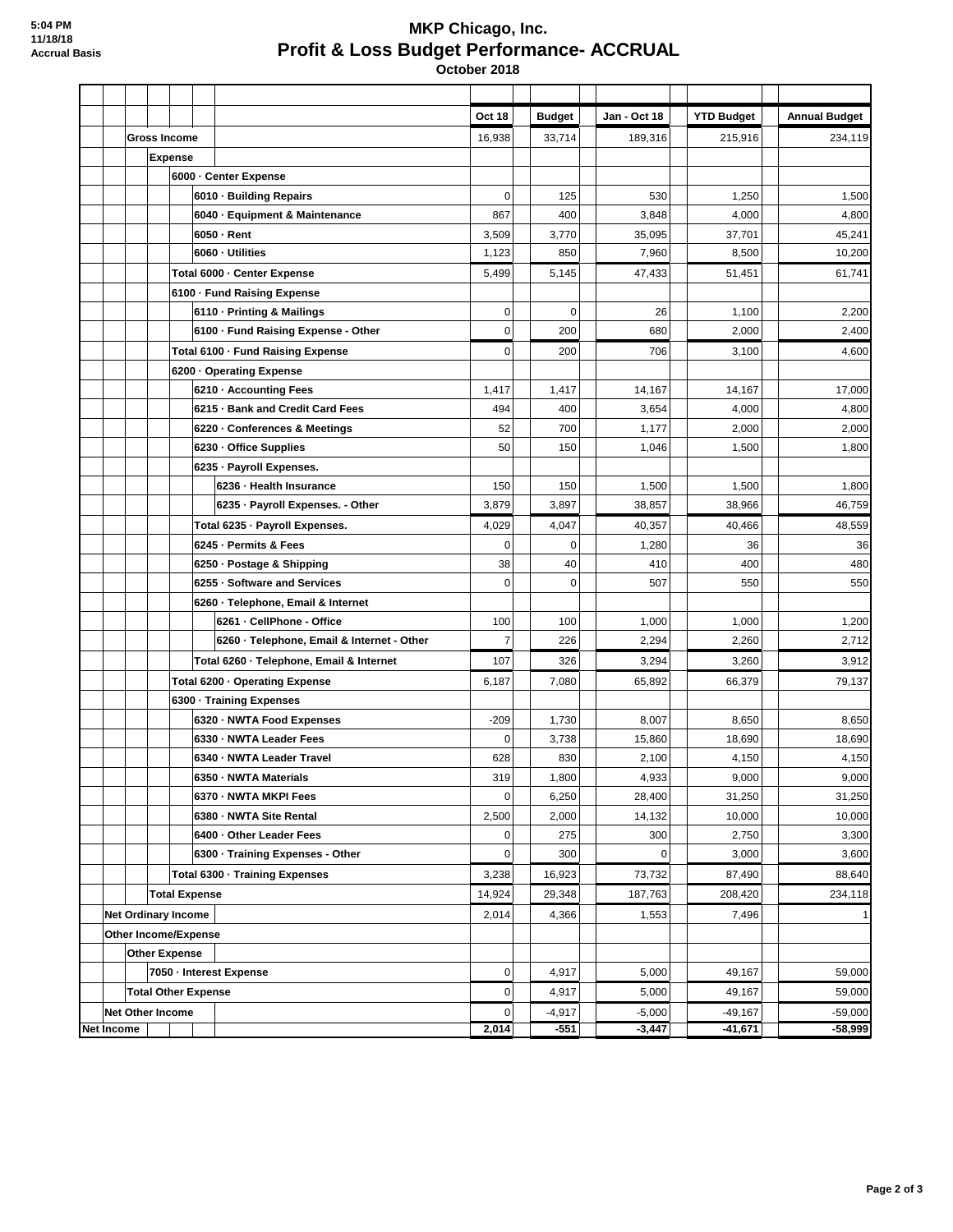# MKP Chicago, Inc.

## Profit & Loss Budget Performance- ACCRUAL

**October 2018**

5:04 PM
11/18/18
Accrual Basis

| | Oct 18 | Budget | Jan - Oct 18 | YTD Budget | Annual Budget |
|---|---|---|---|---|---|
| **Gross Income** | 16,938 | 33,714 | 189,316 | 215,916 | 234,119 |
| **Expense** | | | | | |
| **6000 · Center Expense** | | | | | |
| 6010 · Building Repairs | 0 | 125 | 530 | 1,250 | 1,500 |
| 6040 · Equipment & Maintenance | 867 | 400 | 3,848 | 4,000 | 4,800 |
| 6050 · Rent | 3,509 | 3,770 | 35,095 | 37,701 | 45,241 |
| 6060 · Utilities | 1,123 | 850 | 7,960 | 8,500 | 10,200 |
| **Total 6000 · Center Expense** | 5,499 | 5,145 | 47,433 | 51,451 | 61,741 |
| **6100 · Fund Raising Expense** | | | | | |
| 6110 · Printing & Mailings | 0 | 0 | 26 | 1,100 | 2,200 |
| 6100 · Fund Raising Expense - Other | 0 | 200 | 680 | 2,000 | 2,400 |
| **Total 6100 · Fund Raising Expense** | 0 | 200 | 706 | 3,100 | 4,600 |
| **6200 · Operating Expense** | | | | | |
| 6210 · Accounting Fees | 1,417 | 1,417 | 14,167 | 14,167 | 17,000 |
| 6215 · Bank and Credit Card Fees | 494 | 400 | 3,654 | 4,000 | 4,800 |
| 6220 · Conferences & Meetings | 52 | 700 | 1,177 | 2,000 | 2,000 |
| 6230 · Office Supplies | 50 | 150 | 1,046 | 1,500 | 1,800 |
| 6235 · Payroll Expenses. | | | | | |
| 6236 · Health Insurance | 150 | 150 | 1,500 | 1,500 | 1,800 |
| 6235 · Payroll Expenses. - Other | 3,879 | 3,897 | 38,857 | 38,966 | 46,759 |
| Total 6235 · Payroll Expenses. | 4,029 | 4,047 | 40,357 | 40,466 | 48,559 |
| 6245 · Permits & Fees | 0 | 0 | 1,280 | 36 | 36 |
| 6250 · Postage & Shipping | 38 | 40 | 410 | 400 | 480 |
| 6255 · Software and Services | 0 | 0 | 507 | 550 | 550 |
| 6260 · Telephone, Email & Internet | | | | | |
| 6261 · CellPhone - Office | 100 | 100 | 1,000 | 1,000 | 1,200 |
| 6260 · Telephone, Email & Internet - Other | 7 | 226 | 2,294 | 2,260 | 2,712 |
| Total 6260 · Telephone, Email & Internet | 107 | 326 | 3,294 | 3,260 | 3,912 |
| **Total 6200 · Operating Expense** | 6,187 | 7,080 | 65,892 | 66,379 | 79,137 |
| **6300 · Training Expenses** | | | | | |
| 6320 · NWTA Food Expenses | -209 | 1,730 | 8,007 | 8,650 | 8,650 |
| 6330 · NWTA Leader Fees | 0 | 3,738 | 15,860 | 18,690 | 18,690 |
| 6340 · NWTA Leader Travel | 628 | 830 | 2,100 | 4,150 | 4,150 |
| 6350 · NWTA Materials | 319 | 1,800 | 4,933 | 9,000 | 9,000 |
| 6370 · NWTA MKPI Fees | 0 | 6,250 | 28,400 | 31,250 | 31,250 |
| 6380 · NWTA Site Rental | 2,500 | 2,000 | 14,132 | 10,000 | 10,000 |
| 6400 · Other Leader Fees | 0 | 275 | 300 | 2,750 | 3,300 |
| 6300 · Training Expenses - Other | 0 | 300 | 0 | 3,000 | 3,600 |
| **Total 6300 · Training Expenses** | 3,238 | 16,923 | 73,732 | 87,490 | 88,640 |
| **Total Expense** | 14,924 | 29,348 | 187,763 | 208,420 | 234,118 |
| **Net Ordinary Income** | 2,014 | 4,366 | 1,553 | 7,496 | 1 |
| **Other Income/Expense** | | | | | |
| **Other Expense** | | | | | |
| 7050 · Interest Expense | 0 | 4,917 | 5,000 | 49,167 | 59,000 |
| **Total Other Expense** | 0 | 4,917 | 5,000 | 49,167 | 59,000 |
| **Net Other Income** | 0 | -4,917 | -5,000 | -49,167 | -59,000 |
| **Net Income** | **2,014** | **-551** | **-3,447** | **-41,671** | **-58,999** |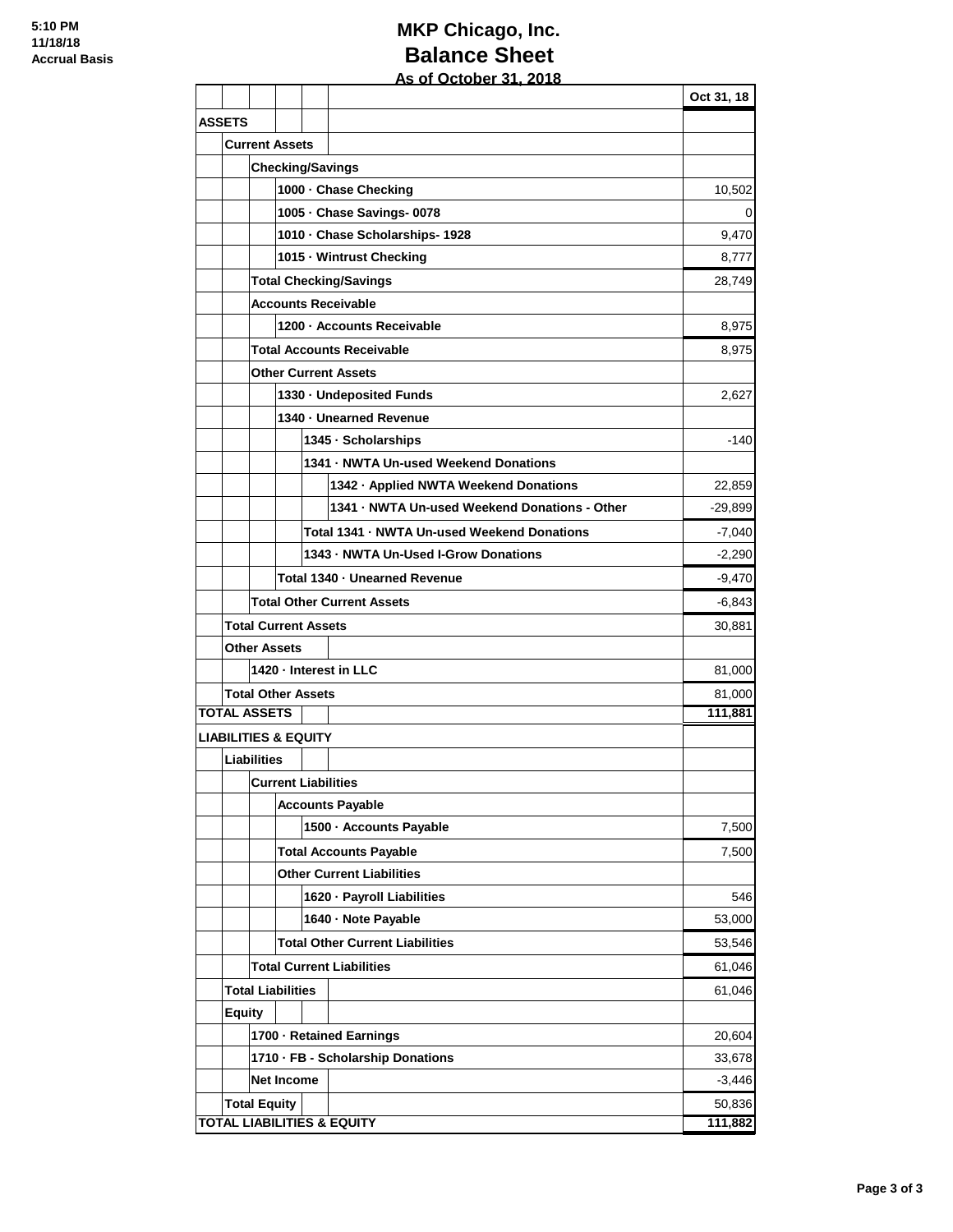5:10 PM
11/18/18
Accrual Basis

# MKP Chicago, Inc.
## Balance Sheet
### As of October 31, 2018

| | Oct 31, 18 |
|---|---|
| **ASSETS** | |
| **Current Assets** | |
| **Checking/Savings** | |
| **1000 · Chase Checking** | 10,502 |
| **1005 · Chase Savings- 0078** | 0 |
| **1010 · Chase Scholarships- 1928** | 9,470 |
| **1015 · Wintrust Checking** | 8,777 |
| **Total Checking/Savings** | 28,749 |
| **Accounts Receivable** | |
| **1200 · Accounts Receivable** | 8,975 |
| **Total Accounts Receivable** | 8,975 |
| **Other Current Assets** | |
| **1330 · Undeposited Funds** | 2,627 |
| **1340 · Unearned Revenue** | |
| **1345 · Scholarships** | -140 |
| **1341 · NWTA Un-used Weekend Donations** | |
| **1342 · Applied NWTA Weekend Donations** | 22,859 |
| **1341 · NWTA Un-used Weekend Donations - Other** | -29,899 |
| **Total 1341 · NWTA Un-used Weekend Donations** | -7,040 |
| **1343 · NWTA Un-Used I-Grow Donations** | -2,290 |
| **Total 1340 · Unearned Revenue** | -9,470 |
| **Total Other Current Assets** | -6,843 |
| **Total Current Assets** | 30,881 |
| **Other Assets** | |
| **1420 · Interest in LLC** | 81,000 |
| **Total Other Assets** | 81,000 |
| **TOTAL ASSETS** | **111,881** |
| **LIABILITIES & EQUITY** | |
| **Liabilities** | |
| **Current Liabilities** | |
| **Accounts Payable** | |
| **1500 · Accounts Payable** | 7,500 |
| **Total Accounts Payable** | 7,500 |
| **Other Current Liabilities** | |
| **1620 · Payroll Liabilities** | 546 |
| **1640 · Note Payable** | 53,000 |
| **Total Other Current Liabilities** | 53,546 |
| **Total Current Liabilities** | 61,046 |
| **Total Liabilities** | 61,046 |
| **Equity** | |
| **1700 · Retained Earnings** | 20,604 |
| **1710 · FB - Scholarship Donations** | 33,678 |
| **Net Income** | -3,446 |
| **Total Equity** | 50,836 |
| **TOTAL LIABILITIES & EQUITY** | **111,882** |